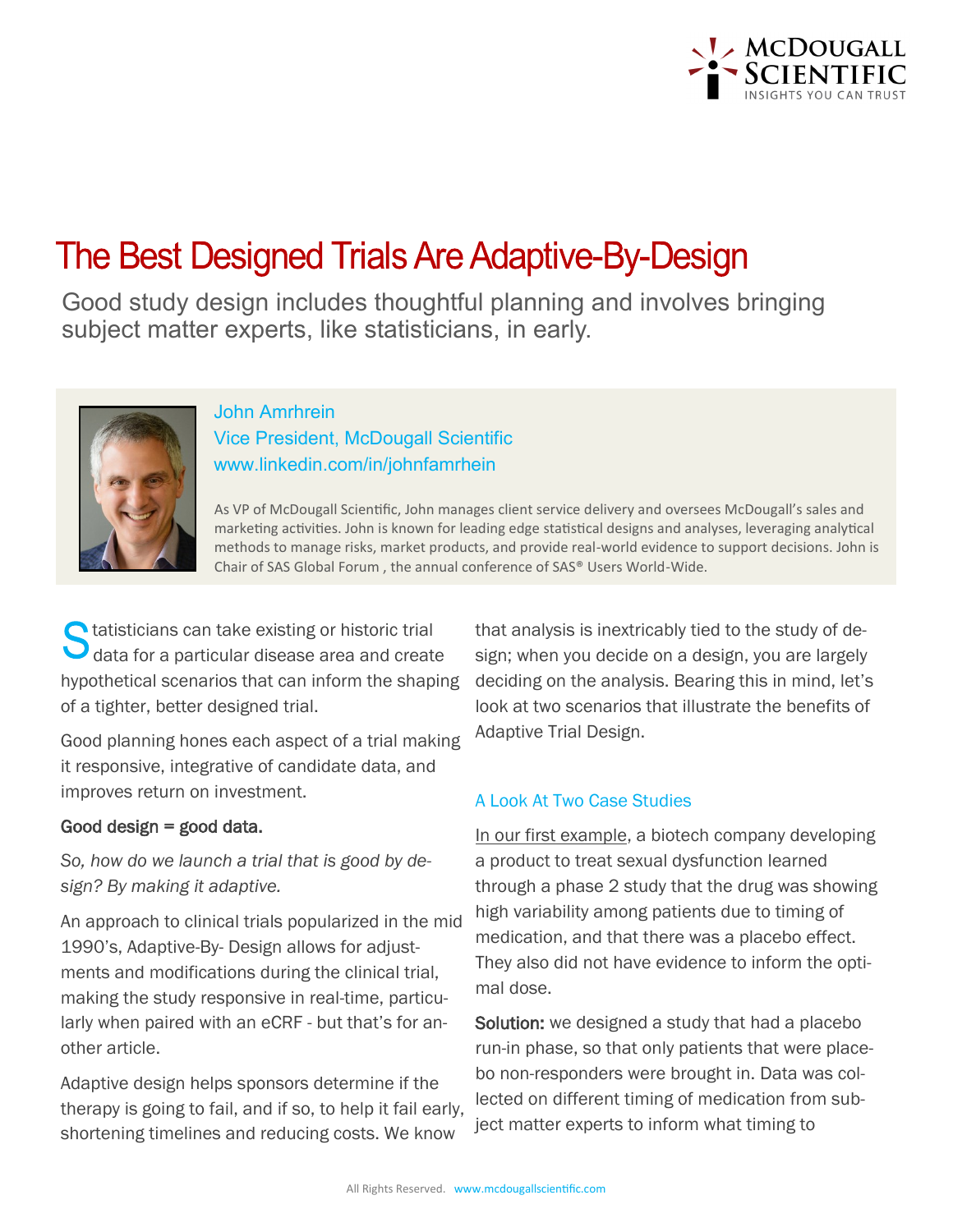# The Best Designed Trials Are Adaptive-By-Design

Good study design includes thoughtful planning and involves bringing subject matter experts, like statisticians, in early.

John Amrhrein
Vice President, McDougall Scientific
www.linkedin.com/in/johnfamrhein

As VP of McDougall Scientific, John manages client service delivery and oversees McDougall's sales and marketing activities. John is known for leading edge statistical designs and analyses, leveraging analytical methods to manage risks, market products, and provide real-world evidence to support decisions. John is Chair of SAS Global Forum , the annual conference of SAS® Users World-Wide.

Statisticians can take existing or historic trial data for a particular disease area and create hypothetical scenarios that can inform the shaping of a tighter, better designed trial.

Good planning hones each aspect of a trial making it responsive, integrative of candidate data, and improves return on investment.

**Good design = good data.**

*So, how do we launch a trial that is good by design? By making it adaptive.*

An approach to clinical trials popularized in the mid 1990's, Adaptive-By- Design allows for adjustments and modifications during the clinical trial, making the study responsive in real-time, particularly when paired with an eCRF - but that's for another article.

Adaptive design helps sponsors determine if the therapy is going to fail, and if so, to help it fail early, shortening timelines and reducing costs. We know that analysis is inextricably tied to the study of design; when you decide on a design, you are largely deciding on the analysis. Bearing this in mind, let's look at two scenarios that illustrate the benefits of Adaptive Trial Design.

## A Look At Two Case Studies

In our first example, a biotech company developing a product to treat sexual dysfunction learned through a phase 2 study that the drug was showing high variability among patients due to timing of medication, and that there was a placebo effect. They also did not have evidence to inform the optimal dose.

**Solution:** we designed a study that had a placebo run-in phase, so that only patients that were placebo non-responders were brought in. Data was collected on different timing of medication from subject matter experts to inform what timing to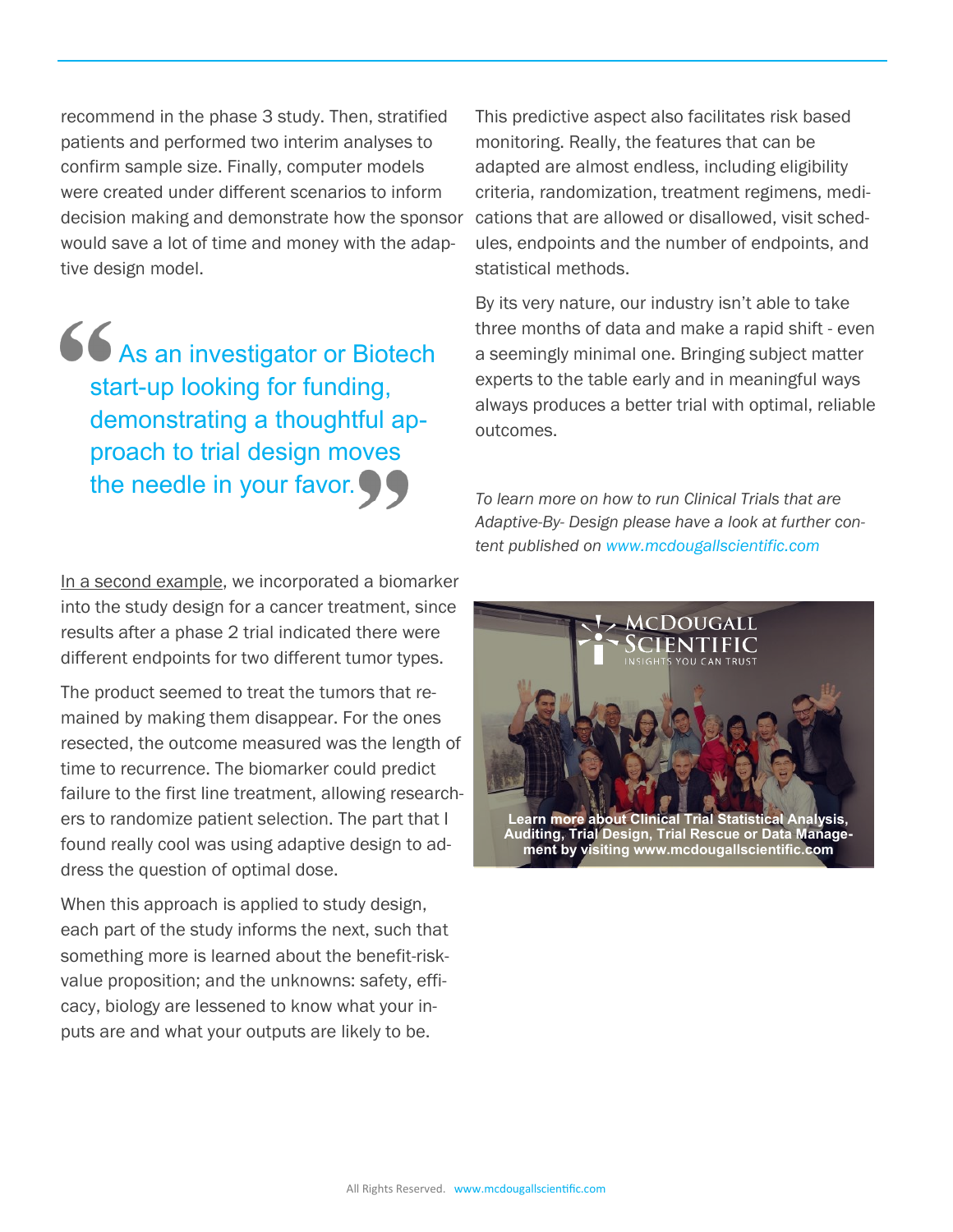recommend in the phase 3 study. Then, stratified patients and performed two interim analyses to confirm sample size. Finally, computer models were created under different scenarios to inform decision making and demonstrate how the sponsor would save a lot of time and money with the adaptive design model.

> "As an investigator or Biotech start-up looking for funding, demonstrating a thoughtful approach to trial design moves the needle in your favor."

In a second example, we incorporated a biomarker into the study design for a cancer treatment, since results after a phase 2 trial indicated there were different endpoints for two different tumor types.

The product seemed to treat the tumors that remained by making them disappear. For the ones resected, the outcome measured was the length of time to recurrence. The biomarker could predict failure to the first line treatment, allowing researchers to randomize patient selection. The part that I found really cool was using adaptive design to address the question of optimal dose.

When this approach is applied to study design, each part of the study informs the next, such that something more is learned about the benefit-risk-value proposition; and the unknowns: safety, efficacy, biology are lessened to know what your inputs are and what your outputs are likely to be.

This predictive aspect also facilitates risk based monitoring. Really, the features that can be adapted are almost endless, including eligibility criteria, randomization, treatment regimens, medications that are allowed or disallowed, visit schedules, endpoints and the number of endpoints, and statistical methods.

By its very nature, our industry isn't able to take three months of data and make a rapid shift - even a seemingly minimal one. Bringing subject matter experts to the table early and in meaningful ways always produces a better trial with optimal, reliable outcomes.

*To learn more on how to run Clinical Trials that are Adaptive-By- Design please have a look at further content published on www.mcdougallscientific.com*

McDougall Scientific
INSIGHTS YOU CAN TRUST

**Learn more about Clinical Trial Statistical Analysis, Auditing, Trial Design, Trial Rescue or Data Management by visiting www.mcdougallscientific.com**